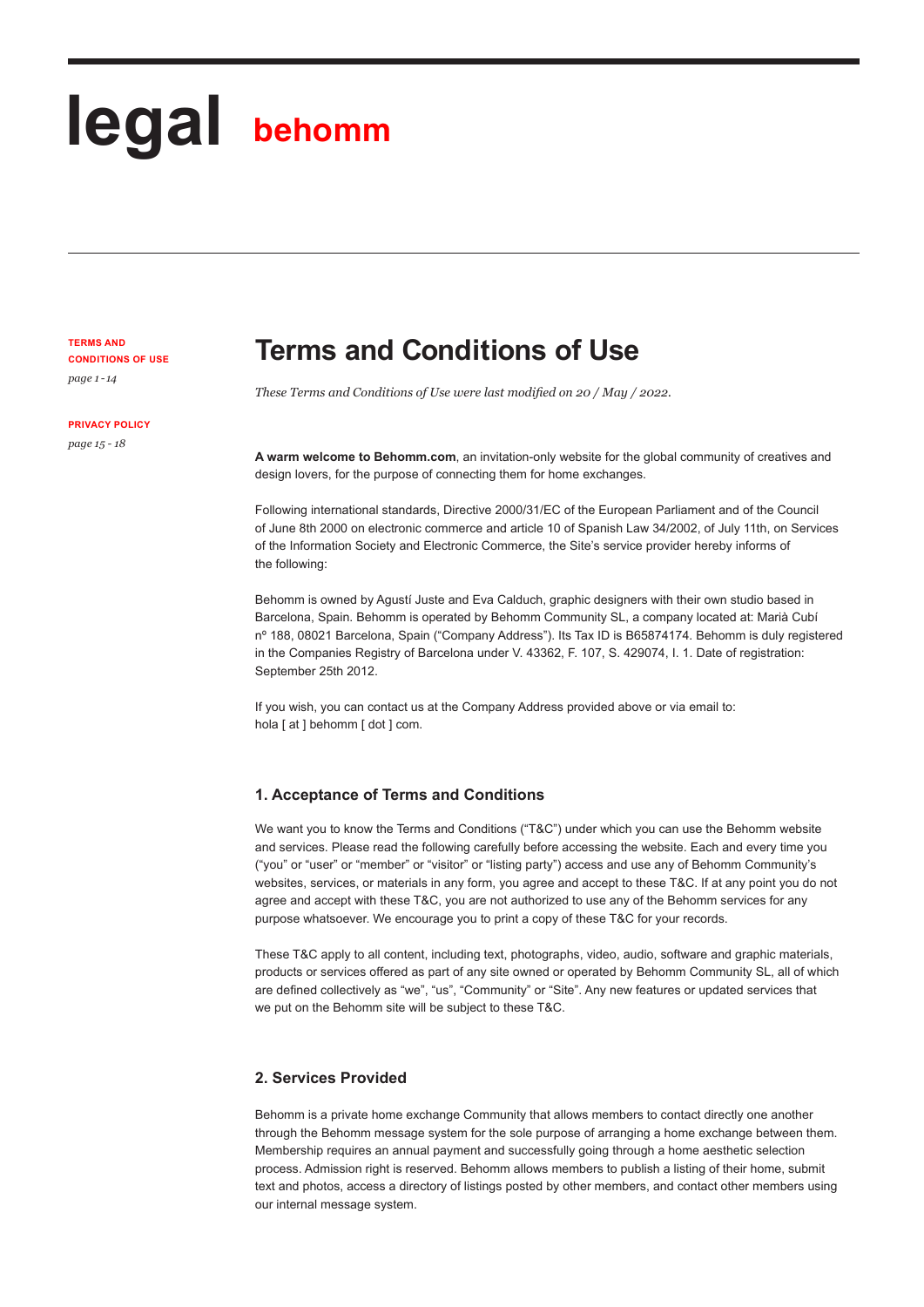# legal behomm

**TERMS AND CONDITIONS OF USE**
*page 1 - 14*

**PRIVACY POLICY**
*page 15 - 18*

## Terms and Conditions of Use

*These Terms and Conditions of Use were last modified on 20 / May / 2022.*

**A warm welcome to Behomm.com**, an invitation-only website for the global community of creatives and design lovers, for the purpose of connecting them for home exchanges.

Following international standards, Directive 2000/31/EC of the European Parliament and of the Council of June 8th 2000 on electronic commerce and article 10 of Spanish Law 34/2002, of July 11th, on Services of the Information Society and Electronic Commerce, the Site's service provider hereby informs of the following:

Behomm is owned by Agustí Juste and Eva Calduch, graphic designers with their own studio based in Barcelona, Spain. Behomm is operated by Behomm Community SL, a company located at: Marià Cubí nº 188, 08021 Barcelona, Spain ("Company Address"). Its Tax ID is B65874174. Behomm is duly registered in the Companies Registry of Barcelona under V. 43362, F. 107, S. 429074, I. 1. Date of registration: September 25th 2012.

If you wish, you can contact us at the Company Address provided above or via email to: hola [ at ] behomm [ dot ] com.

### 1. Acceptance of Terms and Conditions

We want you to know the Terms and Conditions ("T&C") under which you can use the Behomm website and services. Please read the following carefully before accessing the website. Each and every time you ("you" or "user" or "member" or "visitor" or "listing party") access and use any of Behomm Community's websites, services, or materials in any form, you agree and accept to these T&C. If at any point you do not agree and accept with these T&C, you are not authorized to use any of the Behomm services for any purpose whatsoever. We encourage you to print a copy of these T&C for your records.

These T&C apply to all content, including text, photographs, video, audio, software and graphic materials, products or services offered as part of any site owned or operated by Behomm Community SL, all of which are defined collectively as "we", "us", "Community" or "Site". Any new features or updated services that we put on the Behomm site will be subject to these T&C.

### 2. Services Provided

Behomm is a private home exchange Community that allows members to contact directly one another through the Behomm message system for the sole purpose of arranging a home exchange between them. Membership requires an annual payment and successfully going through a home aesthetic selection process. Admission right is reserved. Behomm allows members to publish a listing of their home, submit text and photos, access a directory of listings posted by other members, and contact other members using our internal message system.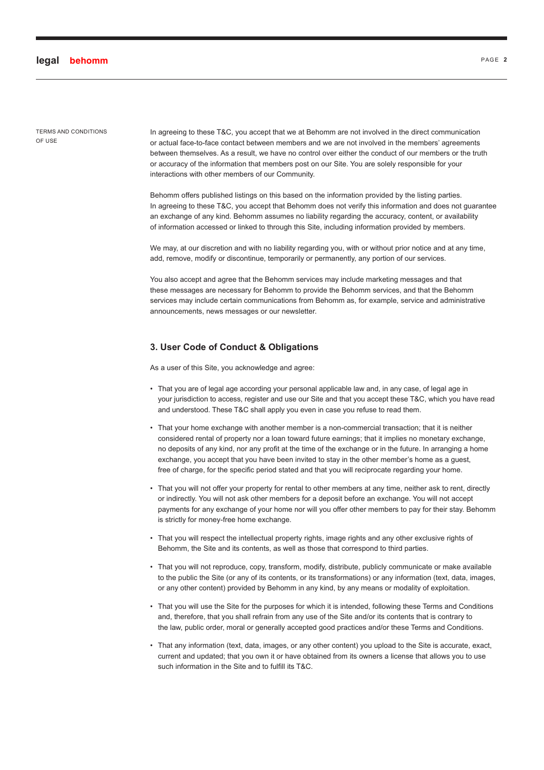TERMS AND CONDITIONS OF USE

In agreeing to these T&C, you accept that we at Behomm are not involved in the direct communication or actual face-to-face contact between members and we are not involved in the members' agreements between themselves. As a result, we have no control over either the conduct of our members or the truth or accuracy of the information that members post on our Site. You are solely responsible for your interactions with other members of our Community.

Behomm offers published listings on this based on the information provided by the listing parties. In agreeing to these T&C, you accept that Behomm does not verify this information and does not guarantee an exchange of any kind. Behomm assumes no liability regarding the accuracy, content, or availability of information accessed or linked to through this Site, including information provided by members.

We may, at our discretion and with no liability regarding you, with or without prior notice and at any time, add, remove, modify or discontinue, temporarily or permanently, any portion of our services.

You also accept and agree that the Behomm services may include marketing messages and that these messages are necessary for Behomm to provide the Behomm services, and that the Behomm services may include certain communications from Behomm as, for example, service and administrative announcements, news messages or our newsletter.

### 3. User Code of Conduct & Obligations

As a user of this Site, you acknowledge and agree:

- That you are of legal age according your personal applicable law and, in any case, of legal age in your jurisdiction to access, register and use our Site and that you accept these T&C, which you have read and understood. These T&C shall apply you even in case you refuse to read them.
- That your home exchange with another member is a non-commercial transaction; that it is neither considered rental of property nor a loan toward future earnings; that it implies no monetary exchange, no deposits of any kind, nor any profit at the time of the exchange or in the future. In arranging a home exchange, you accept that you have been invited to stay in the other member's home as a guest, free of charge, for the specific period stated and that you will reciprocate regarding your home.
- That you will not offer your property for rental to other members at any time, neither ask to rent, directly or indirectly. You will not ask other members for a deposit before an exchange. You will not accept payments for any exchange of your home nor will you offer other members to pay for their stay. Behomm is strictly for money-free home exchange.
- That you will respect the intellectual property rights, image rights and any other exclusive rights of Behomm, the Site and its contents, as well as those that correspond to third parties.
- That you will not reproduce, copy, transform, modify, distribute, publicly communicate or make available to the public the Site (or any of its contents, or its transformations) or any information (text, data, images, or any other content) provided by Behomm in any kind, by any means or modality of exploitation.
- That you will use the Site for the purposes for which it is intended, following these Terms and Conditions and, therefore, that you shall refrain from any use of the Site and/or its contents that is contrary to the law, public order, moral or generally accepted good practices and/or these Terms and Conditions.
- That any information (text, data, images, or any other content) you upload to the Site is accurate, exact, current and updated; that you own it or have obtained from its owners a license that allows you to use such information in the Site and to fulfill its T&C.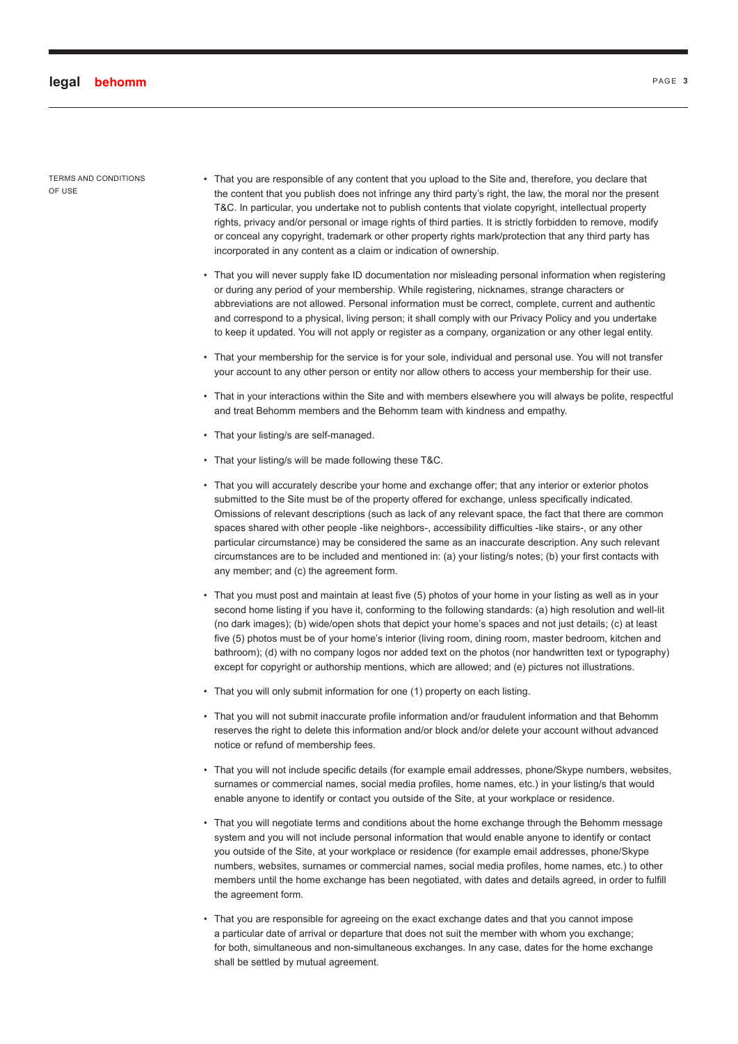TERMS AND CONDITIONS OF USE

- That you are responsible of any content that you upload to the Site and, therefore, you declare that the content that you publish does not infringe any third party's right, the law, the moral nor the present T&C. In particular, you undertake not to publish contents that violate copyright, intellectual property rights, privacy and/or personal or image rights of third parties. It is strictly forbidden to remove, modify or conceal any copyright, trademark or other property rights mark/protection that any third party has incorporated in any content as a claim or indication of ownership.
- That you will never supply fake ID documentation nor misleading personal information when registering or during any period of your membership. While registering, nicknames, strange characters or abbreviations are not allowed. Personal information must be correct, complete, current and authentic and correspond to a physical, living person; it shall comply with our Privacy Policy and you undertake to keep it updated. You will not apply or register as a company, organization or any other legal entity.
- That your membership for the service is for your sole, individual and personal use. You will not transfer your account to any other person or entity nor allow others to access your membership for their use.
- That in your interactions within the Site and with members elsewhere you will always be polite, respectful and treat Behomm members and the Behomm team with kindness and empathy.
- That your listing/s are self-managed.
- That your listing/s will be made following these T&C.
- That you will accurately describe your home and exchange offer; that any interior or exterior photos submitted to the Site must be of the property offered for exchange, unless specifically indicated. Omissions of relevant descriptions (such as lack of any relevant space, the fact that there are common spaces shared with other people -like neighbors-, accessibility difficulties -like stairs-, or any other particular circumstance) may be considered the same as an inaccurate description. Any such relevant circumstances are to be included and mentioned in: (a) your listing/s notes; (b) your first contacts with any member; and (c) the agreement form.
- That you must post and maintain at least five (5) photos of your home in your listing as well as in your second home listing if you have it, conforming to the following standards: (a) high resolution and well-lit (no dark images); (b) wide/open shots that depict your home's spaces and not just details; (c) at least five (5) photos must be of your home's interior (living room, dining room, master bedroom, kitchen and bathroom); (d) with no company logos nor added text on the photos (nor handwritten text or typography) except for copyright or authorship mentions, which are allowed; and (e) pictures not illustrations.
- That you will only submit information for one (1) property on each listing.
- That you will not submit inaccurate profile information and/or fraudulent information and that Behomm reserves the right to delete this information and/or block and/or delete your account without advanced notice or refund of membership fees.
- That you will not include specific details (for example email addresses, phone/Skype numbers, websites, surnames or commercial names, social media profiles, home names, etc.) in your listing/s that would enable anyone to identify or contact you outside of the Site, at your workplace or residence.
- That you will negotiate terms and conditions about the home exchange through the Behomm message system and you will not include personal information that would enable anyone to identify or contact you outside of the Site, at your workplace or residence (for example email addresses, phone/Skype numbers, websites, surnames or commercial names, social media profiles, home names, etc.) to other members until the home exchange has been negotiated, with dates and details agreed, in order to fulfill the agreement form.
- That you are responsible for agreeing on the exact exchange dates and that you cannot impose a particular date of arrival or departure that does not suit the member with whom you exchange; for both, simultaneous and non-simultaneous exchanges. In any case, dates for the home exchange shall be settled by mutual agreement.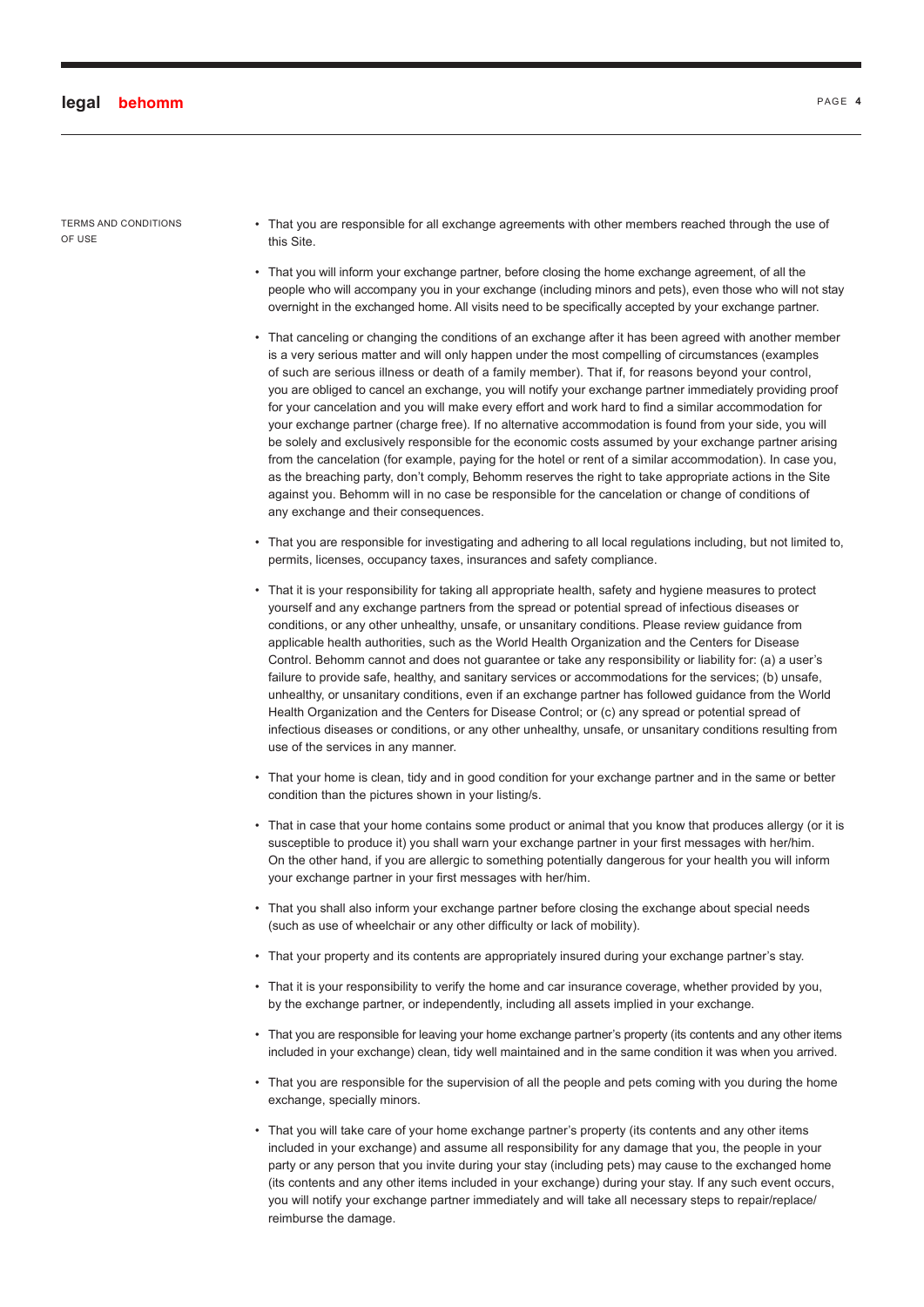TERMS AND CONDITIONS OF USE

- That you are responsible for all exchange agreements with other members reached through the use of this Site.
- That you will inform your exchange partner, before closing the home exchange agreement, of all the people who will accompany you in your exchange (including minors and pets), even those who will not stay overnight in the exchanged home. All visits need to be specifically accepted by your exchange partner.
- That canceling or changing the conditions of an exchange after it has been agreed with another member is a very serious matter and will only happen under the most compelling of circumstances (examples of such are serious illness or death of a family member). That if, for reasons beyond your control, you are obliged to cancel an exchange, you will notify your exchange partner immediately providing proof for your cancelation and you will make every effort and work hard to find a similar accommodation for your exchange partner (charge free). If no alternative accommodation is found from your side, you will be solely and exclusively responsible for the economic costs assumed by your exchange partner arising from the cancelation (for example, paying for the hotel or rent of a similar accommodation). In case you, as the breaching party, don't comply, Behomm reserves the right to take appropriate actions in the Site against you. Behomm will in no case be responsible for the cancelation or change of conditions of any exchange and their consequences.
- That you are responsible for investigating and adhering to all local regulations including, but not limited to, permits, licenses, occupancy taxes, insurances and safety compliance.
- That it is your responsibility for taking all appropriate health, safety and hygiene measures to protect yourself and any exchange partners from the spread or potential spread of infectious diseases or conditions, or any other unhealthy, unsafe, or unsanitary conditions. Please review guidance from applicable health authorities, such as the World Health Organization and the Centers for Disease Control. Behomm cannot and does not guarantee or take any responsibility or liability for: (a) a user's failure to provide safe, healthy, and sanitary services or accommodations for the services; (b) unsafe, unhealthy, or unsanitary conditions, even if an exchange partner has followed guidance from the World Health Organization and the Centers for Disease Control; or (c) any spread or potential spread of infectious diseases or conditions, or any other unhealthy, unsafe, or unsanitary conditions resulting from use of the services in any manner.
- That your home is clean, tidy and in good condition for your exchange partner and in the same or better condition than the pictures shown in your listing/s.
- That in case that your home contains some product or animal that you know that produces allergy (or it is susceptible to produce it) you shall warn your exchange partner in your first messages with her/him. On the other hand, if you are allergic to something potentially dangerous for your health you will inform your exchange partner in your first messages with her/him.
- That you shall also inform your exchange partner before closing the exchange about special needs (such as use of wheelchair or any other difficulty or lack of mobility).
- That your property and its contents are appropriately insured during your exchange partner's stay.
- That it is your responsibility to verify the home and car insurance coverage, whether provided by you, by the exchange partner, or independently, including all assets implied in your exchange.
- That you are responsible for leaving your home exchange partner's property (its contents and any other items included in your exchange) clean, tidy well maintained and in the same condition it was when you arrived.
- That you are responsible for the supervision of all the people and pets coming with you during the home exchange, specially minors.
- That you will take care of your home exchange partner's property (its contents and any other items included in your exchange) and assume all responsibility for any damage that you, the people in your party or any person that you invite during your stay (including pets) may cause to the exchanged home (its contents and any other items included in your exchange) during your stay. If any such event occurs, you will notify your exchange partner immediately and will take all necessary steps to repair/replace/reimburse the damage.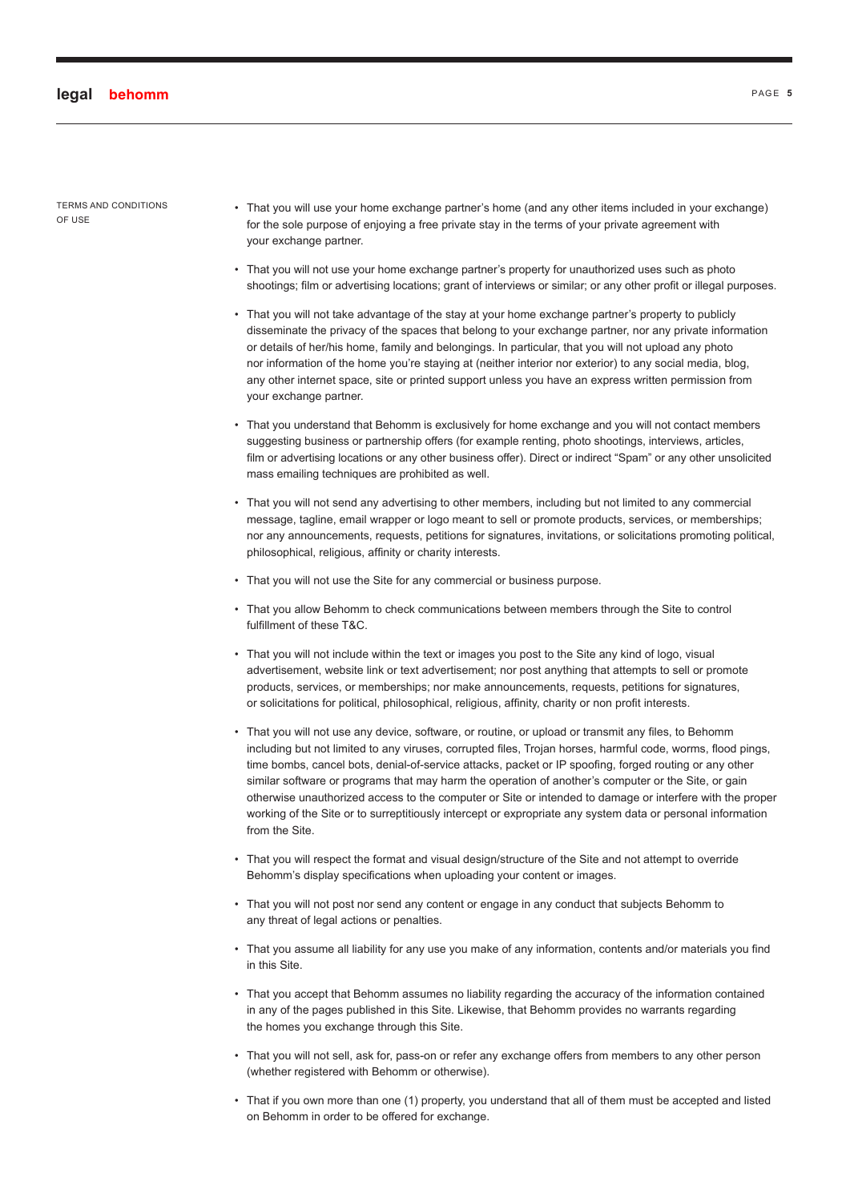TERMS AND CONDITIONS OF USE

- That you will use your home exchange partner's home (and any other items included in your exchange) for the sole purpose of enjoying a free private stay in the terms of your private agreement with your exchange partner.
- That you will not use your home exchange partner's property for unauthorized uses such as photo shootings; film or advertising locations; grant of interviews or similar; or any other profit or illegal purposes.
- That you will not take advantage of the stay at your home exchange partner's property to publicly disseminate the privacy of the spaces that belong to your exchange partner, nor any private information or details of her/his home, family and belongings. In particular, that you will not upload any photo nor information of the home you're staying at (neither interior nor exterior) to any social media, blog, any other internet space, site or printed support unless you have an express written permission from your exchange partner.
- That you understand that Behomm is exclusively for home exchange and you will not contact members suggesting business or partnership offers (for example renting, photo shootings, interviews, articles, film or advertising locations or any other business offer). Direct or indirect "Spam" or any other unsolicited mass emailing techniques are prohibited as well.
- That you will not send any advertising to other members, including but not limited to any commercial message, tagline, email wrapper or logo meant to sell or promote products, services, or memberships; nor any announcements, requests, petitions for signatures, invitations, or solicitations promoting political, philosophical, religious, affinity or charity interests.
- That you will not use the Site for any commercial or business purpose.
- That you allow Behomm to check communications between members through the Site to control fulfillment of these T&C.
- That you will not include within the text or images you post to the Site any kind of logo, visual advertisement, website link or text advertisement; nor post anything that attempts to sell or promote products, services, or memberships; nor make announcements, requests, petitions for signatures, or solicitations for political, philosophical, religious, affinity, charity or non profit interests.
- That you will not use any device, software, or routine, or upload or transmit any files, to Behomm including but not limited to any viruses, corrupted files, Trojan horses, harmful code, worms, flood pings, time bombs, cancel bots, denial-of-service attacks, packet or IP spoofing, forged routing or any other similar software or programs that may harm the operation of another's computer or the Site, or gain otherwise unauthorized access to the computer or Site or intended to damage or interfere with the proper working of the Site or to surreptitiously intercept or expropriate any system data or personal information from the Site.
- That you will respect the format and visual design/structure of the Site and not attempt to override Behomm's display specifications when uploading your content or images.
- That you will not post nor send any content or engage in any conduct that subjects Behomm to any threat of legal actions or penalties.
- That you assume all liability for any use you make of any information, contents and/or materials you find in this Site.
- That you accept that Behomm assumes no liability regarding the accuracy of the information contained in any of the pages published in this Site. Likewise, that Behomm provides no warrants regarding the homes you exchange through this Site.
- That you will not sell, ask for, pass-on or refer any exchange offers from members to any other person (whether registered with Behomm or otherwise).
- That if you own more than one (1) property, you understand that all of them must be accepted and listed on Behomm in order to be offered for exchange.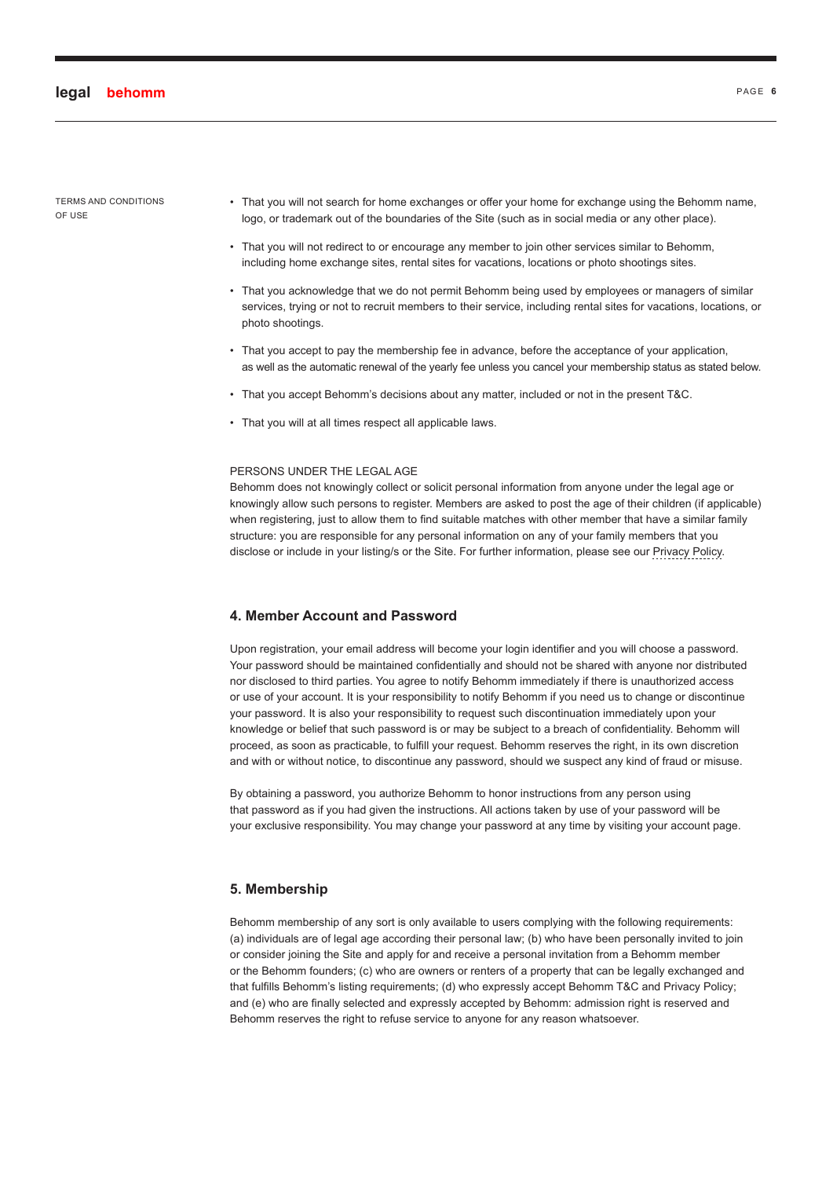TERMS AND CONDITIONS OF USE

- That you will not search for home exchanges or offer your home for exchange using the Behomm name, logo, or trademark out of the boundaries of the Site (such as in social media or any other place).
- That you will not redirect to or encourage any member to join other services similar to Behomm, including home exchange sites, rental sites for vacations, locations or photo shootings sites.
- That you acknowledge that we do not permit Behomm being used by employees or managers of similar services, trying or not to recruit members to their service, including rental sites for vacations, locations, or photo shootings.
- That you accept to pay the membership fee in advance, before the acceptance of your application, as well as the automatic renewal of the yearly fee unless you cancel your membership status as stated below.
- That you accept Behomm's decisions about any matter, included or not in the present T&C.
- That you will at all times respect all applicable laws.

PERSONS UNDER THE LEGAL AGE

Behomm does not knowingly collect or solicit personal information from anyone under the legal age or knowingly allow such persons to register. Members are asked to post the age of their children (if applicable) when registering, just to allow them to find suitable matches with other member that have a similar family structure: you are responsible for any personal information on any of your family members that you disclose or include in your listing/s or the Site. For further information, please see our Privacy Policy.

## 4. Member Account and Password

Upon registration, your email address will become your login identifier and you will choose a password. Your password should be maintained confidentially and should not be shared with anyone nor distributed nor disclosed to third parties. You agree to notify Behomm immediately if there is unauthorized access or use of your account. It is your responsibility to notify Behomm if you need us to change or discontinue your password. It is also your responsibility to request such discontinuation immediately upon your knowledge or belief that such password is or may be subject to a breach of confidentiality. Behomm will proceed, as soon as practicable, to fulfill your request. Behomm reserves the right, in its own discretion and with or without notice, to discontinue any password, should we suspect any kind of fraud or misuse.

By obtaining a password, you authorize Behomm to honor instructions from any person using that password as if you had given the instructions. All actions taken by use of your password will be your exclusive responsibility. You may change your password at any time by visiting your account page.

## 5. Membership

Behomm membership of any sort is only available to users complying with the following requirements: (a) individuals are of legal age according their personal law; (b) who have been personally invited to join or consider joining the Site and apply for and receive a personal invitation from a Behomm member or the Behomm founders; (c) who are owners or renters of a property that can be legally exchanged and that fulfills Behomm's listing requirements; (d) who expressly accept Behomm T&C and Privacy Policy; and (e) who are finally selected and expressly accepted by Behomm: admission right is reserved and Behomm reserves the right to refuse service to anyone for any reason whatsoever.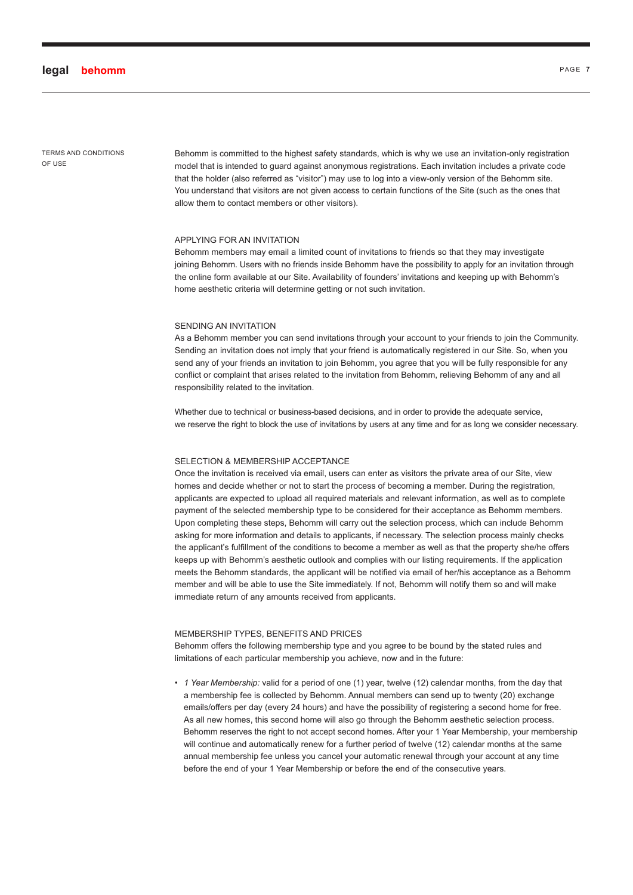TERMS AND CONDITIONS OF USE

Behomm is committed to the highest safety standards, which is why we use an invitation-only registration model that is intended to guard against anonymous registrations. Each invitation includes a private code that the holder (also referred as "visitor") may use to log into a view-only version of the Behomm site. You understand that visitors are not given access to certain functions of the Site (such as the ones that allow them to contact members or other visitors).

## APPLYING FOR AN INVITATION

Behomm members may email a limited count of invitations to friends so that they may investigate joining Behomm. Users with no friends inside Behomm have the possibility to apply for an invitation through the online form available at our Site. Availability of founders' invitations and keeping up with Behomm's home aesthetic criteria will determine getting or not such invitation.

## SENDING AN INVITATION

As a Behomm member you can send invitations through your account to your friends to join the Community. Sending an invitation does not imply that your friend is automatically registered in our Site. So, when you send any of your friends an invitation to join Behomm, you agree that you will be fully responsible for any conflict or complaint that arises related to the invitation from Behomm, relieving Behomm of any and all responsibility related to the invitation.

Whether due to technical or business-based decisions, and in order to provide the adequate service, we reserve the right to block the use of invitations by users at any time and for as long we consider necessary.

## SELECTION & MEMBERSHIP ACCEPTANCE

Once the invitation is received via email, users can enter as visitors the private area of our Site, view homes and decide whether or not to start the process of becoming a member. During the registration, applicants are expected to upload all required materials and relevant information, as well as to complete payment of the selected membership type to be considered for their acceptance as Behomm members. Upon completing these steps, Behomm will carry out the selection process, which can include Behomm asking for more information and details to applicants, if necessary. The selection process mainly checks the applicant's fulfillment of the conditions to become a member as well as that the property she/he offers keeps up with Behomm's aesthetic outlook and complies with our listing requirements. If the application meets the Behomm standards, the applicant will be notified via email of her/his acceptance as a Behomm member and will be able to use the Site immediately. If not, Behomm will notify them so and will make immediate return of any amounts received from applicants.

## MEMBERSHIP TYPES, BENEFITS AND PRICES

Behomm offers the following membership type and you agree to be bound by the stated rules and limitations of each particular membership you achieve, now and in the future:

- *1 Year Membership:* valid for a period of one (1) year, twelve (12) calendar months, from the day that a membership fee is collected by Behomm. Annual members can send up to twenty (20) exchange emails/offers per day (every 24 hours) and have the possibility of registering a second home for free. As all new homes, this second home will also go through the Behomm aesthetic selection process. Behomm reserves the right to not accept second homes. After your 1 Year Membership, your membership will continue and automatically renew for a further period of twelve (12) calendar months at the same annual membership fee unless you cancel your automatic renewal through your account at any time before the end of your 1 Year Membership or before the end of the consecutive years.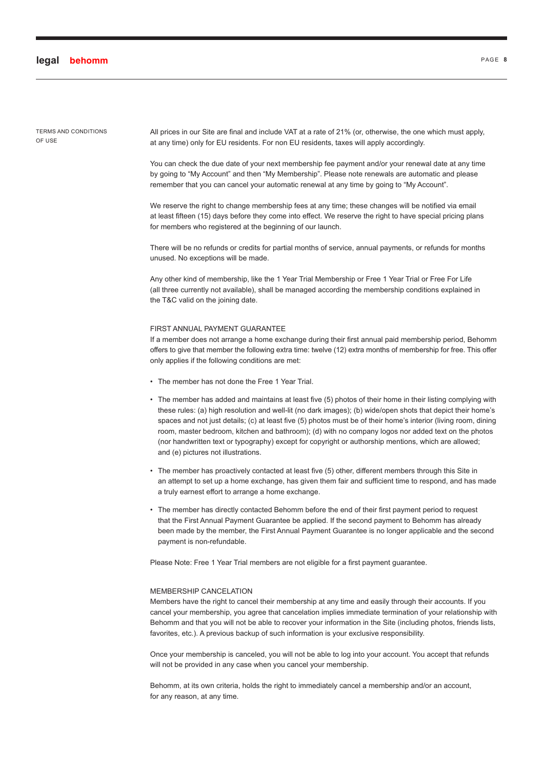TERMS AND CONDITIONS OF USE

All prices in our Site are final and include VAT at a rate of 21% (or, otherwise, the one which must apply, at any time) only for EU residents. For non EU residents, taxes will apply accordingly.

You can check the due date of your next membership fee payment and/or your renewal date at any time by going to "My Account" and then "My Membership". Please note renewals are automatic and please remember that you can cancel your automatic renewal at any time by going to "My Account".

We reserve the right to change membership fees at any time; these changes will be notified via email at least fifteen (15) days before they come into effect. We reserve the right to have special pricing plans for members who registered at the beginning of our launch.

There will be no refunds or credits for partial months of service, annual payments, or refunds for months unused. No exceptions will be made.

Any other kind of membership, like the 1 Year Trial Membership or Free 1 Year Trial or Free For Life (all three currently not available), shall be managed according the membership conditions explained in the T&C valid on the joining date.

### FIRST ANNUAL PAYMENT GUARANTEE

If a member does not arrange a home exchange during their first annual paid membership period, Behomm offers to give that member the following extra time: twelve (12) extra months of membership for free. This offer only applies if the following conditions are met:

- The member has not done the Free 1 Year Trial.
- The member has added and maintains at least five (5) photos of their home in their listing complying with these rules: (a) high resolution and well-lit (no dark images); (b) wide/open shots that depict their home's spaces and not just details; (c) at least five (5) photos must be of their home's interior (living room, dining room, master bedroom, kitchen and bathroom); (d) with no company logos nor added text on the photos (nor handwritten text or typography) except for copyright or authorship mentions, which are allowed; and (e) pictures not illustrations.
- The member has proactively contacted at least five (5) other, different members through this Site in an attempt to set up a home exchange, has given them fair and sufficient time to respond, and has made a truly earnest effort to arrange a home exchange.
- The member has directly contacted Behomm before the end of their first payment period to request that the First Annual Payment Guarantee be applied. If the second payment to Behomm has already been made by the member, the First Annual Payment Guarantee is no longer applicable and the second payment is non-refundable.

Please Note: Free 1 Year Trial members are not eligible for a first payment guarantee.

### MEMBERSHIP CANCELATION

Members have the right to cancel their membership at any time and easily through their accounts. If you cancel your membership, you agree that cancelation implies immediate termination of your relationship with Behomm and that you will not be able to recover your information in the Site (including photos, friends lists, favorites, etc.). A previous backup of such information is your exclusive responsibility.

Once your membership is canceled, you will not be able to log into your account. You accept that refunds will not be provided in any case when you cancel your membership.

Behomm, at its own criteria, holds the right to immediately cancel a membership and/or an account, for any reason, at any time.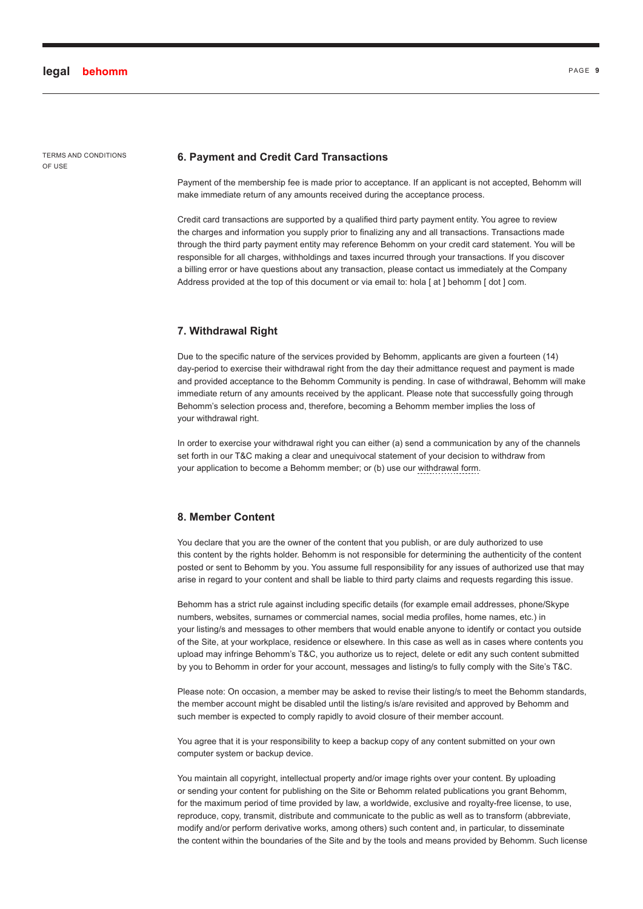TERMS AND CONDITIONS OF USE

## 6. Payment and Credit Card Transactions

Payment of the membership fee is made prior to acceptance. If an applicant is not accepted, Behomm will make immediate return of any amounts received during the acceptance process.

Credit card transactions are supported by a qualified third party payment entity. You agree to review the charges and information you supply prior to finalizing any and all transactions. Transactions made through the third party payment entity may reference Behomm on your credit card statement. You will be responsible for all charges, withholdings and taxes incurred through your transactions. If you discover a billing error or have questions about any transaction, please contact us immediately at the Company Address provided at the top of this document or via email to: hola [ at ] behomm [ dot ] com.

## 7. Withdrawal Right

Due to the specific nature of the services provided by Behomm, applicants are given a fourteen (14) day-period to exercise their withdrawal right from the day their admittance request and payment is made and provided acceptance to the Behomm Community is pending. In case of withdrawal, Behomm will make immediate return of any amounts received by the applicant. Please note that successfully going through Behomm's selection process and, therefore, becoming a Behomm member implies the loss of your withdrawal right.

In order to exercise your withdrawal right you can either (a) send a communication by any of the channels set forth in our T&C making a clear and unequivocal statement of your decision to withdraw from your application to become a Behomm member; or (b) use our withdrawal form.

## 8. Member Content

You declare that you are the owner of the content that you publish, or are duly authorized to use this content by the rights holder. Behomm is not responsible for determining the authenticity of the content posted or sent to Behomm by you. You assume full responsibility for any issues of authorized use that may arise in regard to your content and shall be liable to third party claims and requests regarding this issue.

Behomm has a strict rule against including specific details (for example email addresses, phone/Skype numbers, websites, surnames or commercial names, social media profiles, home names, etc.) in your listing/s and messages to other members that would enable anyone to identify or contact you outside of the Site, at your workplace, residence or elsewhere. In this case as well as in cases where contents you upload may infringe Behomm's T&C, you authorize us to reject, delete or edit any such content submitted by you to Behomm in order for your account, messages and listing/s to fully comply with the Site's T&C.

Please note: On occasion, a member may be asked to revise their listing/s to meet the Behomm standards, the member account might be disabled until the listing/s is/are revisited and approved by Behomm and such member is expected to comply rapidly to avoid closure of their member account.

You agree that it is your responsibility to keep a backup copy of any content submitted on your own computer system or backup device.

You maintain all copyright, intellectual property and/or image rights over your content. By uploading or sending your content for publishing on the Site or Behomm related publications you grant Behomm, for the maximum period of time provided by law, a worldwide, exclusive and royalty-free license, to use, reproduce, copy, transmit, distribute and communicate to the public as well as to transform (abbreviate, modify and/or perform derivative works, among others) such content and, in particular, to disseminate the content within the boundaries of the Site and by the tools and means provided by Behomm. Such license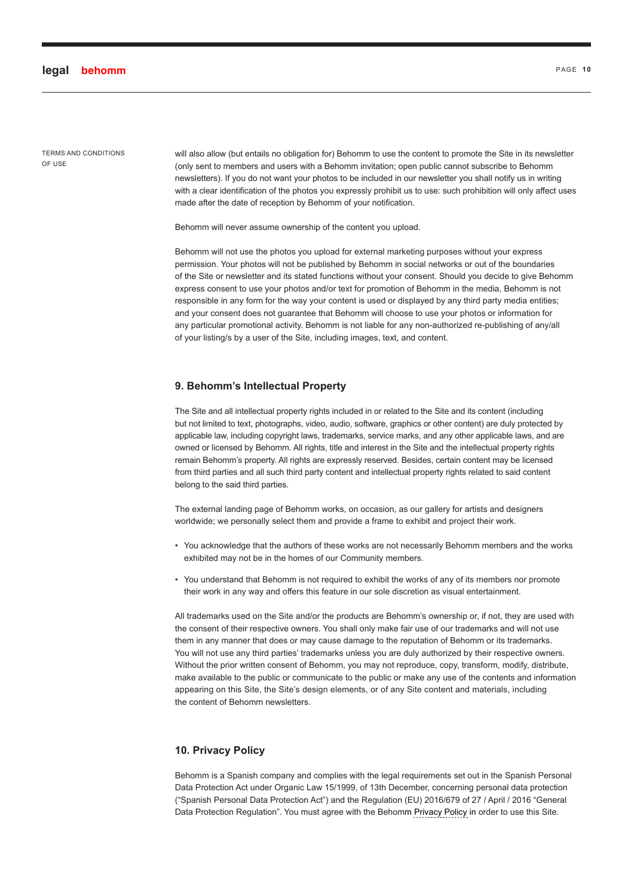will also allow (but entails no obligation for) Behomm to use the content to promote the Site in its newsletter (only sent to members and users with a Behomm invitation; open public cannot subscribe to Behomm newsletters). If you do not want your photos to be included in our newsletter you shall notify us in writing with a clear identification of the photos you expressly prohibit us to use: such prohibition will only affect uses made after the date of reception by Behomm of your notification.

Behomm will never assume ownership of the content you upload.

Behomm will not use the photos you upload for external marketing purposes without your express permission. Your photos will not be published by Behomm in social networks or out of the boundaries of the Site or newsletter and its stated functions without your consent. Should you decide to give Behomm express consent to use your photos and/or text for promotion of Behomm in the media, Behomm is not responsible in any form for the way your content is used or displayed by any third party media entities; and your consent does not guarantee that Behomm will choose to use your photos or information for any particular promotional activity. Behomm is not liable for any non-authorized re-publishing of any/all of your listing/s by a user of the Site, including images, text, and content.

## 9. Behomm's Intellectual Property

The Site and all intellectual property rights included in or related to the Site and its content (including but not limited to text, photographs, video, audio, software, graphics or other content) are duly protected by applicable law, including copyright laws, trademarks, service marks, and any other applicable laws, and are owned or licensed by Behomm. All rights, title and interest in the Site and the intellectual property rights remain Behomm's property. All rights are expressly reserved. Besides, certain content may be licensed from third parties and all such third party content and intellectual property rights related to said content belong to the said third parties.

The external landing page of Behomm works, on occasion, as our gallery for artists and designers worldwide; we personally select them and provide a frame to exhibit and project their work.

- You acknowledge that the authors of these works are not necessarily Behomm members and the works exhibited may not be in the homes of our Community members.
- You understand that Behomm is not required to exhibit the works of any of its members nor promote their work in any way and offers this feature in our sole discretion as visual entertainment.

All trademarks used on the Site and/or the products are Behomm's ownership or, if not, they are used with the consent of their respective owners. You shall only make fair use of our trademarks and will not use them in any manner that does or may cause damage to the reputation of Behomm or its trademarks. You will not use any third parties' trademarks unless you are duly authorized by their respective owners. Without the prior written consent of Behomm, you may not reproduce, copy, transform, modify, distribute, make available to the public or communicate to the public or make any use of the contents and information appearing on this Site, the Site's design elements, or of any Site content and materials, including the content of Behomm newsletters.

## 10. Privacy Policy

Behomm is a Spanish company and complies with the legal requirements set out in the Spanish Personal Data Protection Act under Organic Law 15/1999, of 13th December, concerning personal data protection ("Spanish Personal Data Protection Act") and the Regulation (EU) 2016/679 of 27 / April / 2016 "General Data Protection Regulation". You must agree with the Behomm Privacy Policy in order to use this Site.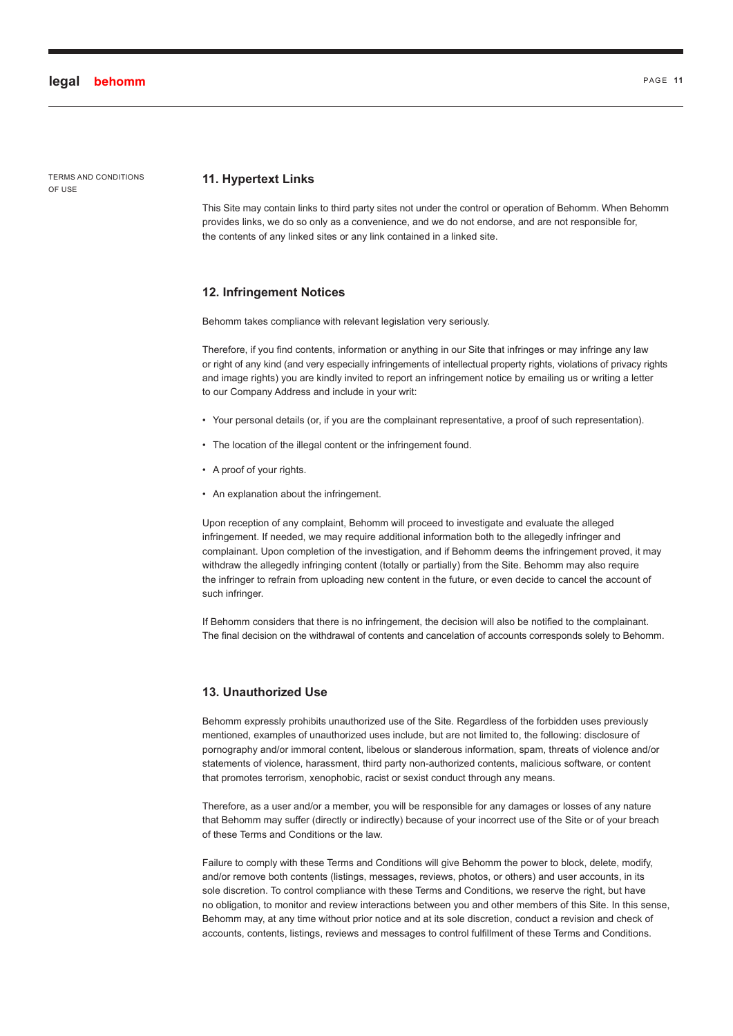## 11. Hypertext Links

This Site may contain links to third party sites not under the control or operation of Behomm. When Behomm provides links, we do so only as a convenience, and we do not endorse, and are not responsible for, the contents of any linked sites or any link contained in a linked site.

## 12. Infringement Notices

Behomm takes compliance with relevant legislation very seriously.

Therefore, if you find contents, information or anything in our Site that infringes or may infringe any law or right of any kind (and very especially infringements of intellectual property rights, violations of privacy rights and image rights) you are kindly invited to report an infringement notice by emailing us or writing a letter to our Company Address and include in your writ:

- Your personal details (or, if you are the complainant representative, a proof of such representation).
- The location of the illegal content or the infringement found.
- A proof of your rights.
- An explanation about the infringement.

Upon reception of any complaint, Behomm will proceed to investigate and evaluate the alleged infringement. If needed, we may require additional information both to the allegedly infringer and complainant. Upon completion of the investigation, and if Behomm deems the infringement proved, it may withdraw the allegedly infringing content (totally or partially) from the Site. Behomm may also require the infringer to refrain from uploading new content in the future, or even decide to cancel the account of such infringer.

If Behomm considers that there is no infringement, the decision will also be notified to the complainant. The final decision on the withdrawal of contents and cancelation of accounts corresponds solely to Behomm.

## 13. Unauthorized Use

Behomm expressly prohibits unauthorized use of the Site. Regardless of the forbidden uses previously mentioned, examples of unauthorized uses include, but are not limited to, the following: disclosure of pornography and/or immoral content, libelous or slanderous information, spam, threats of violence and/or statements of violence, harassment, third party non-authorized contents, malicious software, or content that promotes terrorism, xenophobic, racist or sexist conduct through any means.

Therefore, as a user and/or a member, you will be responsible for any damages or losses of any nature that Behomm may suffer (directly or indirectly) because of your incorrect use of the Site or of your breach of these Terms and Conditions or the law.

Failure to comply with these Terms and Conditions will give Behomm the power to block, delete, modify, and/or remove both contents (listings, messages, reviews, photos, or others) and user accounts, in its sole discretion. To control compliance with these Terms and Conditions, we reserve the right, but have no obligation, to monitor and review interactions between you and other members of this Site. In this sense, Behomm may, at any time without prior notice and at its sole discretion, conduct a revision and check of accounts, contents, listings, reviews and messages to control fulfillment of these Terms and Conditions.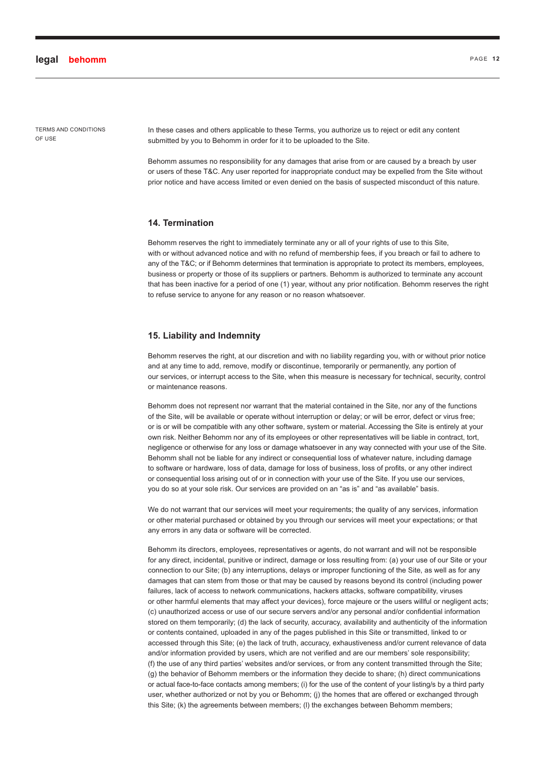In these cases and others applicable to these Terms, you authorize us to reject or edit any content submitted by you to Behomm in order for it to be uploaded to the Site.

Behomm assumes no responsibility for any damages that arise from or are caused by a breach by user or users of these T&C. Any user reported for inappropriate conduct may be expelled from the Site without prior notice and have access limited or even denied on the basis of suspected misconduct of this nature.

### 14. Termination

Behomm reserves the right to immediately terminate any or all of your rights of use to this Site, with or without advanced notice and with no refund of membership fees, if you breach or fail to adhere to any of the T&C; or if Behomm determines that termination is appropriate to protect its members, employees, business or property or those of its suppliers or partners. Behomm is authorized to terminate any account that has been inactive for a period of one (1) year, without any prior notification. Behomm reserves the right to refuse service to anyone for any reason or no reason whatsoever.

### 15. Liability and Indemnity

Behomm reserves the right, at our discretion and with no liability regarding you, with or without prior notice and at any time to add, remove, modify or discontinue, temporarily or permanently, any portion of our services, or interrupt access to the Site, when this measure is necessary for technical, security, control or maintenance reasons.

Behomm does not represent nor warrant that the material contained in the Site, nor any of the functions of the Site, will be available or operate without interruption or delay; or will be error, defect or virus free; or is or will be compatible with any other software, system or material. Accessing the Site is entirely at your own risk. Neither Behomm nor any of its employees or other representatives will be liable in contract, tort, negligence or otherwise for any loss or damage whatsoever in any way connected with your use of the Site. Behomm shall not be liable for any indirect or consequential loss of whatever nature, including damage to software or hardware, loss of data, damage for loss of business, loss of profits, or any other indirect or consequential loss arising out of or in connection with your use of the Site. If you use our services, you do so at your sole risk. Our services are provided on an "as is" and "as available" basis.

We do not warrant that our services will meet your requirements; the quality of any services, information or other material purchased or obtained by you through our services will meet your expectations; or that any errors in any data or software will be corrected.

Behomm its directors, employees, representatives or agents, do not warrant and will not be responsible for any direct, incidental, punitive or indirect, damage or loss resulting from: (a) your use of our Site or your connection to our Site; (b) any interruptions, delays or improper functioning of the Site, as well as for any damages that can stem from those or that may be caused by reasons beyond its control (including power failures, lack of access to network communications, hackers attacks, software compatibility, viruses or other harmful elements that may affect your devices), force majeure or the users willful or negligent acts; (c) unauthorized access or use of our secure servers and/or any personal and/or confidential information stored on them temporarily; (d) the lack of security, accuracy, availability and authenticity of the information or contents contained, uploaded in any of the pages published in this Site or transmitted, linked to or accessed through this Site; (e) the lack of truth, accuracy, exhaustiveness and/or current relevance of data and/or information provided by users, which are not verified and are our members' sole responsibility; (f) the use of any third parties' websites and/or services, or from any content transmitted through the Site; (g) the behavior of Behomm members or the information they decide to share; (h) direct communications or actual face-to-face contacts among members; (i) for the use of the content of your listing/s by a third party user, whether authorized or not by you or Behomm; (j) the homes that are offered or exchanged through this Site; (k) the agreements between members; (l) the exchanges between Behomm members;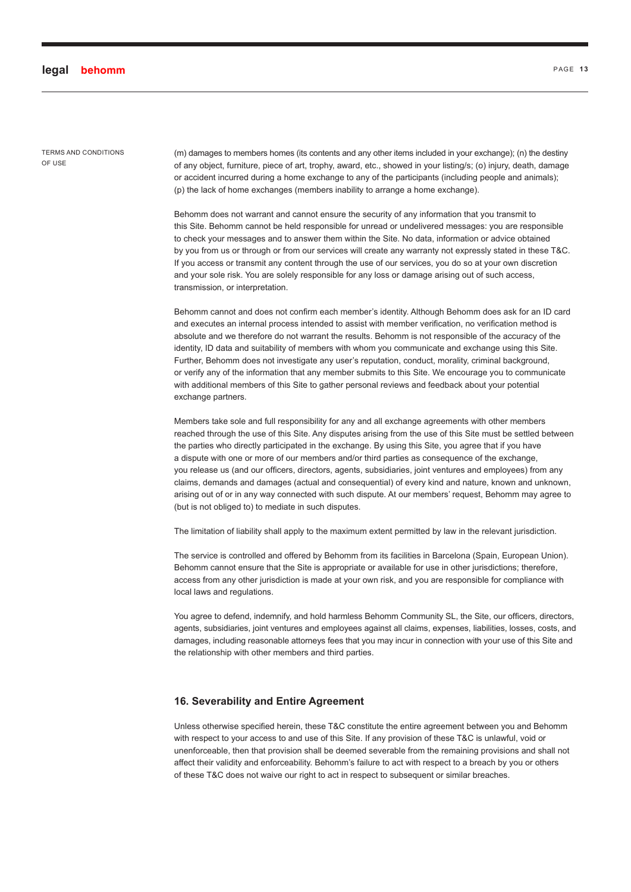(m) damages to members homes (its contents and any other items included in your exchange); (n) the destiny of any object, furniture, piece of art, trophy, award, etc., showed in your listing/s; (o) injury, death, damage or accident incurred during a home exchange to any of the participants (including people and animals); (p) the lack of home exchanges (members inability to arrange a home exchange).

Behomm does not warrant and cannot ensure the security of any information that you transmit to this Site. Behomm cannot be held responsible for unread or undelivered messages: you are responsible to check your messages and to answer them within the Site. No data, information or advice obtained by you from us or through or from our services will create any warranty not expressly stated in these T&C. If you access or transmit any content through the use of our services, you do so at your own discretion and your sole risk. You are solely responsible for any loss or damage arising out of such access, transmission, or interpretation.

Behomm cannot and does not confirm each member's identity. Although Behomm does ask for an ID card and executes an internal process intended to assist with member verification, no verification method is absolute and we therefore do not warrant the results. Behomm is not responsible of the accuracy of the identity, ID data and suitability of members with whom you communicate and exchange using this Site. Further, Behomm does not investigate any user's reputation, conduct, morality, criminal background, or verify any of the information that any member submits to this Site. We encourage you to communicate with additional members of this Site to gather personal reviews and feedback about your potential exchange partners.

Members take sole and full responsibility for any and all exchange agreements with other members reached through the use of this Site. Any disputes arising from the use of this Site must be settled between the parties who directly participated in the exchange. By using this Site, you agree that if you have a dispute with one or more of our members and/or third parties as consequence of the exchange, you release us (and our officers, directors, agents, subsidiaries, joint ventures and employees) from any claims, demands and damages (actual and consequential) of every kind and nature, known and unknown, arising out of or in any way connected with such dispute. At our members' request, Behomm may agree to (but is not obliged to) to mediate in such disputes.

The limitation of liability shall apply to the maximum extent permitted by law in the relevant jurisdiction.

The service is controlled and offered by Behomm from its facilities in Barcelona (Spain, European Union). Behomm cannot ensure that the Site is appropriate or available for use in other jurisdictions; therefore, access from any other jurisdiction is made at your own risk, and you are responsible for compliance with local laws and regulations.

You agree to defend, indemnify, and hold harmless Behomm Community SL, the Site, our officers, directors, agents, subsidiaries, joint ventures and employees against all claims, expenses, liabilities, losses, costs, and damages, including reasonable attorneys fees that you may incur in connection with your use of this Site and the relationship with other members and third parties.

## 16. Severability and Entire Agreement

Unless otherwise specified herein, these T&C constitute the entire agreement between you and Behomm with respect to your access to and use of this Site. If any provision of these T&C is unlawful, void or unenforceable, then that provision shall be deemed severable from the remaining provisions and shall not affect their validity and enforceability. Behomm's failure to act with respect to a breach by you or others of these T&C does not waive our right to act in respect to subsequent or similar breaches.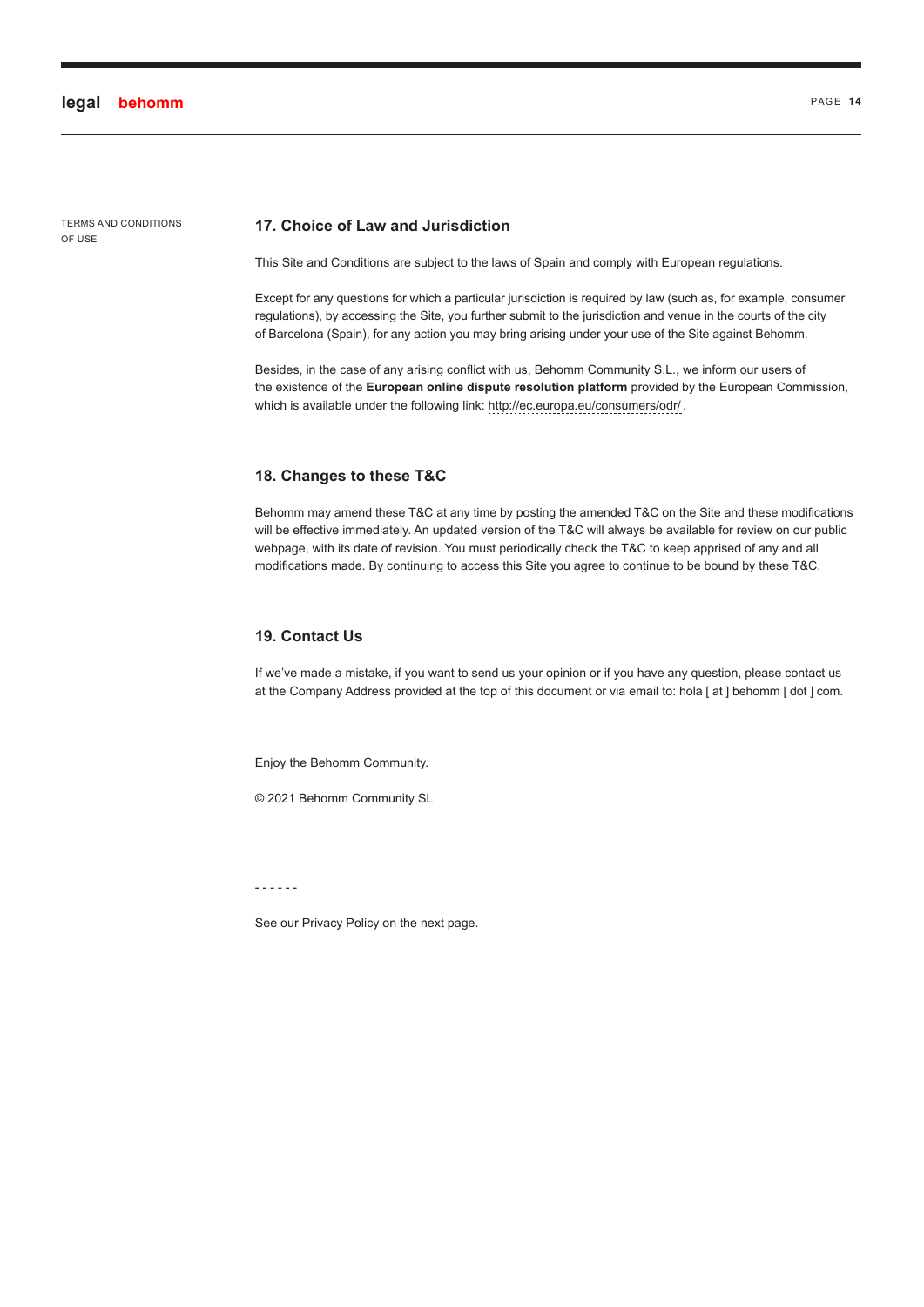TERMS AND CONDITIONS OF USE

## 17. Choice of Law and Jurisdiction

This Site and Conditions are subject to the laws of Spain and comply with European regulations.

Except for any questions for which a particular jurisdiction is required by law (such as, for example, consumer regulations), by accessing the Site, you further submit to the jurisdiction and venue in the courts of the city of Barcelona (Spain), for any action you may bring arising under your use of the Site against Behomm.

Besides, in the case of any arising conflict with us, Behomm Community S.L., we inform our users of the existence of the **European online dispute resolution platform** provided by the European Commission, which is available under the following link: http://ec.europa.eu/consumers/odr/ .

## 18. Changes to these T&C

Behomm may amend these T&C at any time by posting the amended T&C on the Site and these modifications will be effective immediately. An updated version of the T&C will always be available for review on our public webpage, with its date of revision. You must periodically check the T&C to keep apprised of any and all modifications made. By continuing to access this Site you agree to continue to be bound by these T&C.

## 19. Contact Us

If we've made a mistake, if you want to send us your opinion or if you have any question, please contact us at the Company Address provided at the top of this document or via email to: hola [ at ] behomm [ dot ] com.

Enjoy the Behomm Community.

© 2021 Behomm Community SL

\- - - - - -

See our Privacy Policy on the next page.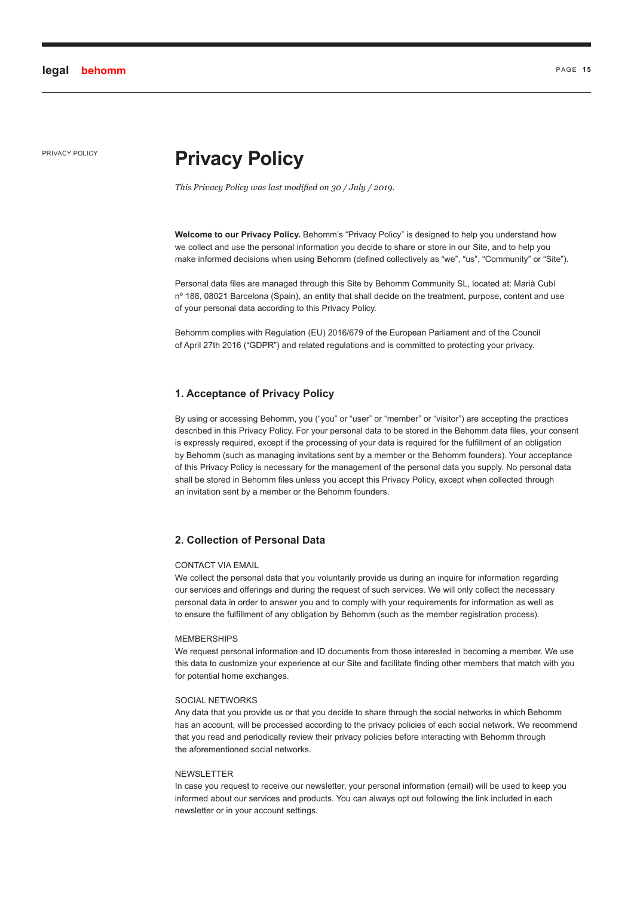PRIVACY POLICY

# Privacy Policy

*This Privacy Policy was last modified on 30 / July / 2019.*

**Welcome to our Privacy Policy.** Behomm's "Privacy Policy" is designed to help you understand how we collect and use the personal information you decide to share or store in our Site, and to help you make informed decisions when using Behomm (defined collectively as "we", "us", "Community" or "Site").

Personal data files are managed through this Site by Behomm Community SL, located at: Marià Cubí nº 188, 08021 Barcelona (Spain), an entity that shall decide on the treatment, purpose, content and use of your personal data according to this Privacy Policy.

Behomm complies with Regulation (EU) 2016/679 of the European Parliament and of the Council of April 27th 2016 ("GDPR") and related regulations and is committed to protecting your privacy.

## 1. Acceptance of Privacy Policy

By using or accessing Behomm, you ("you" or "user" or "member" or "visitor") are accepting the practices described in this Privacy Policy. For your personal data to be stored in the Behomm data files, your consent is expressly required, except if the processing of your data is required for the fulfillment of an obligation by Behomm (such as managing invitations sent by a member or the Behomm founders). Your acceptance of this Privacy Policy is necessary for the management of the personal data you supply. No personal data shall be stored in Behomm files unless you accept this Privacy Policy, except when collected through an invitation sent by a member or the Behomm founders.

## 2. Collection of Personal Data

CONTACT VIA EMAIL

We collect the personal data that you voluntarily provide us during an inquire for information regarding our services and offerings and during the request of such services. We will only collect the necessary personal data in order to answer you and to comply with your requirements for information as well as to ensure the fulfillment of any obligation by Behomm (such as the member registration process).

MEMBERSHIPS

We request personal information and ID documents from those interested in becoming a member. We use this data to customize your experience at our Site and facilitate finding other members that match with you for potential home exchanges.

SOCIAL NETWORKS

Any data that you provide us or that you decide to share through the social networks in which Behomm has an account, will be processed according to the privacy policies of each social network. We recommend that you read and periodically review their privacy policies before interacting with Behomm through the aforementioned social networks.

NEWSLETTER

In case you request to receive our newsletter, your personal information (email) will be used to keep you informed about our services and products. You can always opt out following the link included in each newsletter or in your account settings.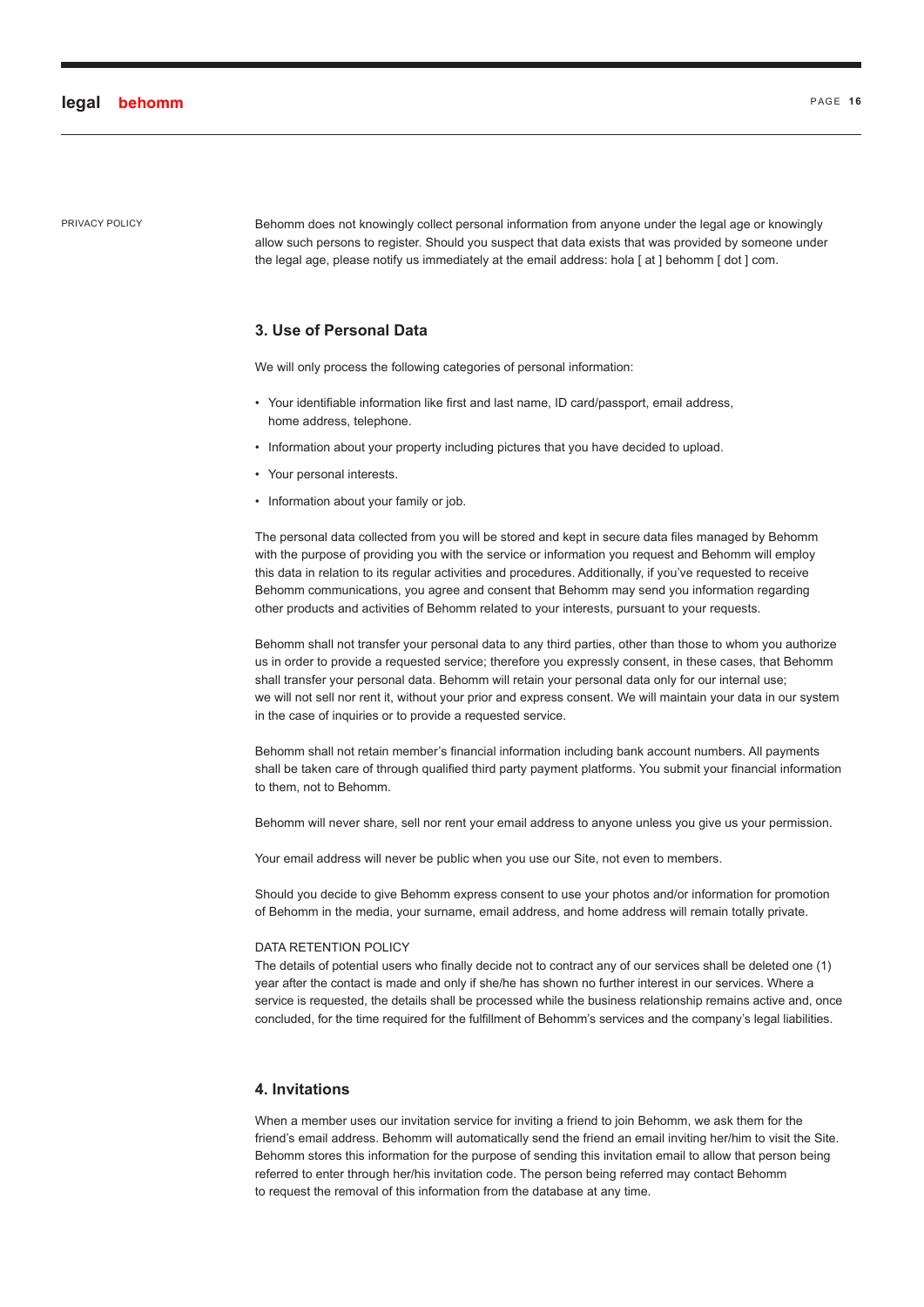PRIVACY POLICY

Behomm does not knowingly collect personal information from anyone under the legal age or knowingly allow such persons to register. Should you suspect that data exists that was provided by someone under the legal age, please notify us immediately at the email address: hola [ at ] behomm [ dot ] com.

## 3. Use of Personal Data

We will only process the following categories of personal information:

- Your identifiable information like first and last name, ID card/passport, email address, home address, telephone.
- Information about your property including pictures that you have decided to upload.
- Your personal interests.
- Information about your family or job.

The personal data collected from you will be stored and kept in secure data files managed by Behomm with the purpose of providing you with the service or information you request and Behomm will employ this data in relation to its regular activities and procedures. Additionally, if you've requested to receive Behomm communications, you agree and consent that Behomm may send you information regarding other products and activities of Behomm related to your interests, pursuant to your requests.

Behomm shall not transfer your personal data to any third parties, other than those to whom you authorize us in order to provide a requested service; therefore you expressly consent, in these cases, that Behomm shall transfer your personal data. Behomm will retain your personal data only for our internal use; we will not sell nor rent it, without your prior and express consent. We will maintain your data in our system in the case of inquiries or to provide a requested service.

Behomm shall not retain member's financial information including bank account numbers. All payments shall be taken care of through qualified third party payment platforms. You submit your financial information to them, not to Behomm.

Behomm will never share, sell nor rent your email address to anyone unless you give us your permission.

Your email address will never be public when you use our Site, not even to members.

Should you decide to give Behomm express consent to use your photos and/or information for promotion of Behomm in the media, your surname, email address, and home address will remain totally private.

DATA RETENTION POLICY

The details of potential users who finally decide not to contract any of our services shall be deleted one (1) year after the contact is made and only if she/he has shown no further interest in our services. Where a service is requested, the details shall be processed while the business relationship remains active and, once concluded, for the time required for the fulfillment of Behomm's services and the company's legal liabilities.

## 4. Invitations

When a member uses our invitation service for inviting a friend to join Behomm, we ask them for the friend's email address. Behomm will automatically send the friend an email inviting her/him to visit the Site. Behomm stores this information for the purpose of sending this invitation email to allow that person being referred to enter through her/his invitation code. The person being referred may contact Behomm to request the removal of this information from the database at any time.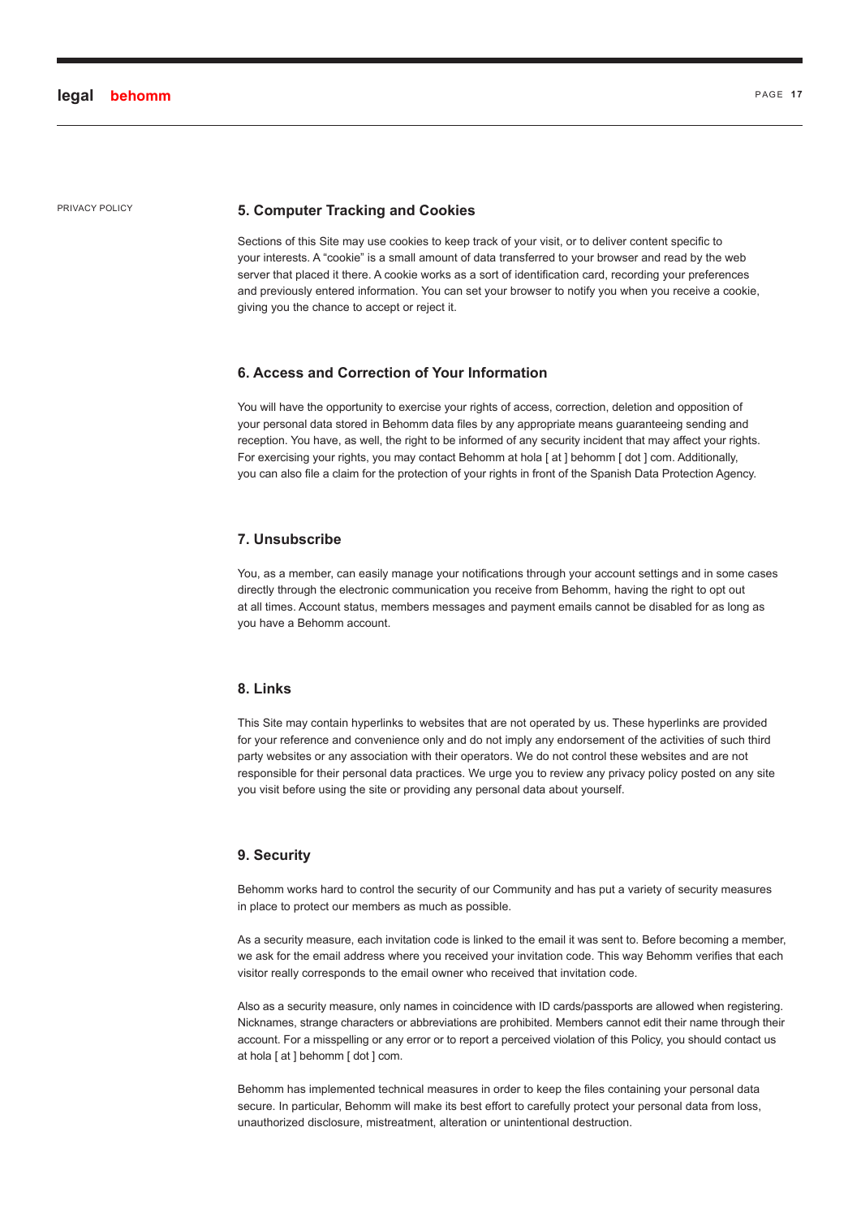PRIVACY POLICY

## 5. Computer Tracking and Cookies

Sections of this Site may use cookies to keep track of your visit, or to deliver content specific to your interests. A "cookie" is a small amount of data transferred to your browser and read by the web server that placed it there. A cookie works as a sort of identification card, recording your preferences and previously entered information. You can set your browser to notify you when you receive a cookie, giving you the chance to accept or reject it.

## 6. Access and Correction of Your Information

You will have the opportunity to exercise your rights of access, correction, deletion and opposition of your personal data stored in Behomm data files by any appropriate means guaranteeing sending and reception. You have, as well, the right to be informed of any security incident that may affect your rights. For exercising your rights, you may contact Behomm at hola [ at ] behomm [ dot ] com. Additionally, you can also file a claim for the protection of your rights in front of the Spanish Data Protection Agency.

## 7. Unsubscribe

You, as a member, can easily manage your notifications through your account settings and in some cases directly through the electronic communication you receive from Behomm, having the right to opt out at all times. Account status, members messages and payment emails cannot be disabled for as long as you have a Behomm account.

## 8. Links

This Site may contain hyperlinks to websites that are not operated by us. These hyperlinks are provided for your reference and convenience only and do not imply any endorsement of the activities of such third party websites or any association with their operators. We do not control these websites and are not responsible for their personal data practices. We urge you to review any privacy policy posted on any site you visit before using the site or providing any personal data about yourself.

## 9. Security

Behomm works hard to control the security of our Community and has put a variety of security measures in place to protect our members as much as possible.

As a security measure, each invitation code is linked to the email it was sent to. Before becoming a member, we ask for the email address where you received your invitation code. This way Behomm verifies that each visitor really corresponds to the email owner who received that invitation code.

Also as a security measure, only names in coincidence with ID cards/passports are allowed when registering. Nicknames, strange characters or abbreviations are prohibited. Members cannot edit their name through their account. For a misspelling or any error or to report a perceived violation of this Policy, you should contact us at hola [ at ] behomm [ dot ] com.

Behomm has implemented technical measures in order to keep the files containing your personal data secure. In particular, Behomm will make its best effort to carefully protect your personal data from loss, unauthorized disclosure, mistreatment, alteration or unintentional destruction.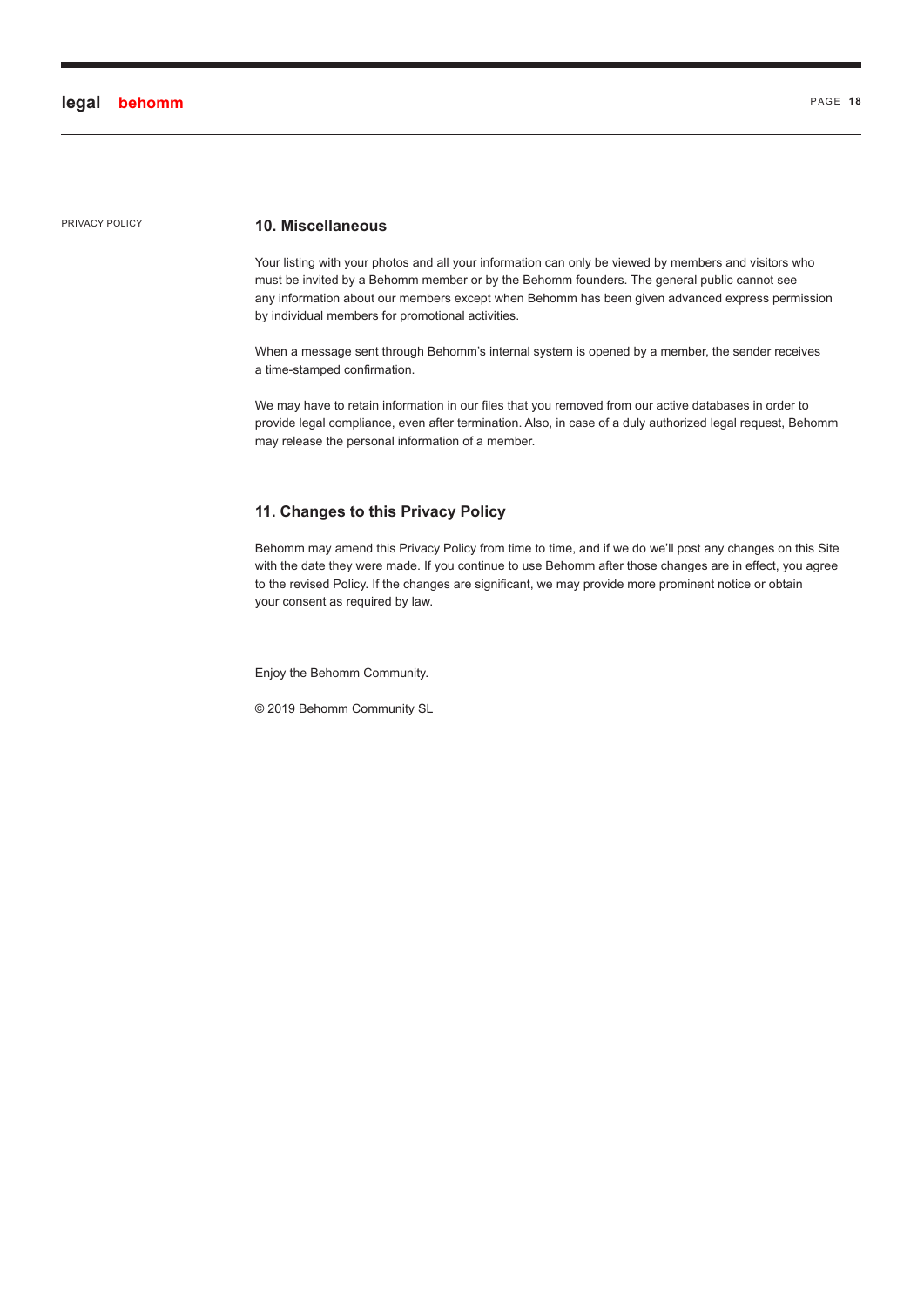PRIVACY POLICY

## 10. Miscellaneous

Your listing with your photos and all your information can only be viewed by members and visitors who must be invited by a Behomm member or by the Behomm founders. The general public cannot see any information about our members except when Behomm has been given advanced express permission by individual members for promotional activities.

When a message sent through Behomm's internal system is opened by a member, the sender receives a time-stamped confirmation.

We may have to retain information in our files that you removed from our active databases in order to provide legal compliance, even after termination. Also, in case of a duly authorized legal request, Behomm may release the personal information of a member.

## 11. Changes to this Privacy Policy

Behomm may amend this Privacy Policy from time to time, and if we do we'll post any changes on this Site with the date they were made. If you continue to use Behomm after those changes are in effect, you agree to the revised Policy. If the changes are significant, we may provide more prominent notice or obtain your consent as required by law.

Enjoy the Behomm Community.

© 2019 Behomm Community SL